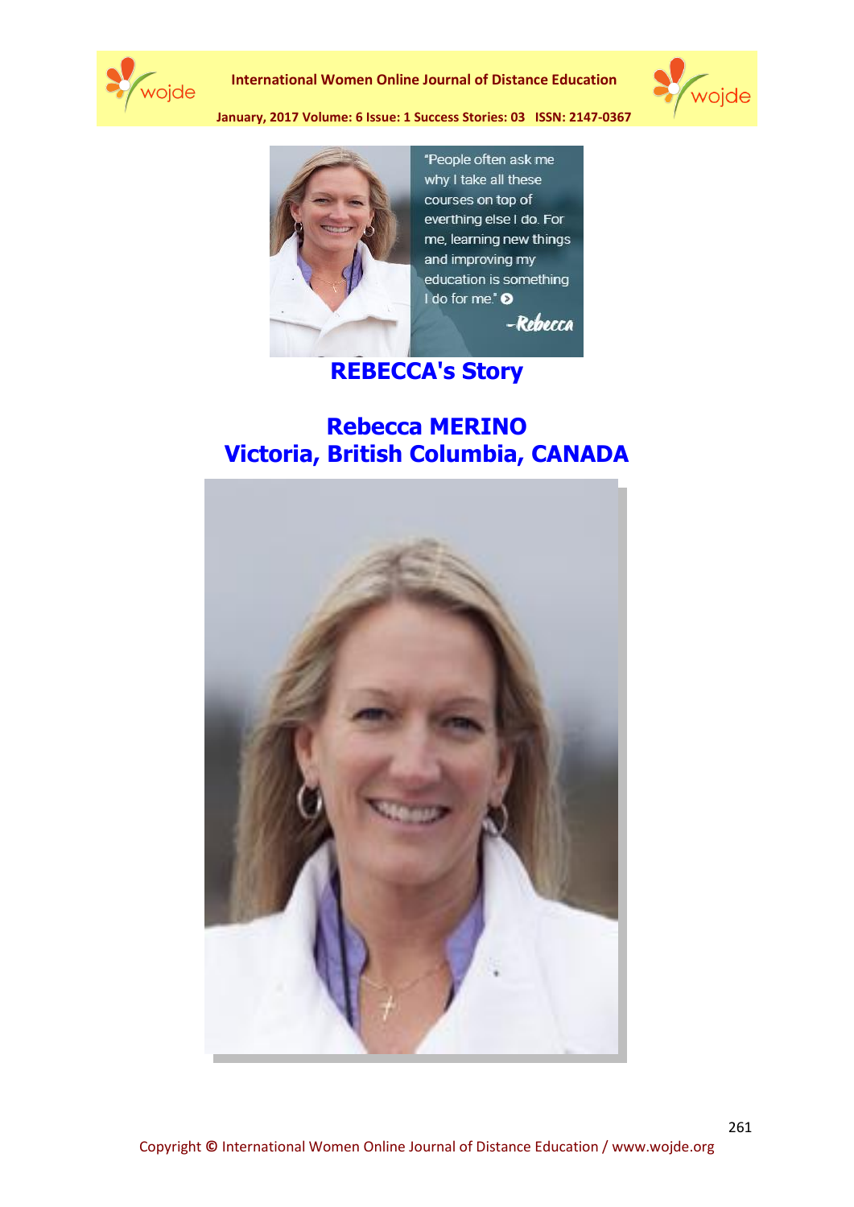## REBECCA's Story

## Rebecca MERINO
## Victoria, British Columbia, CANADA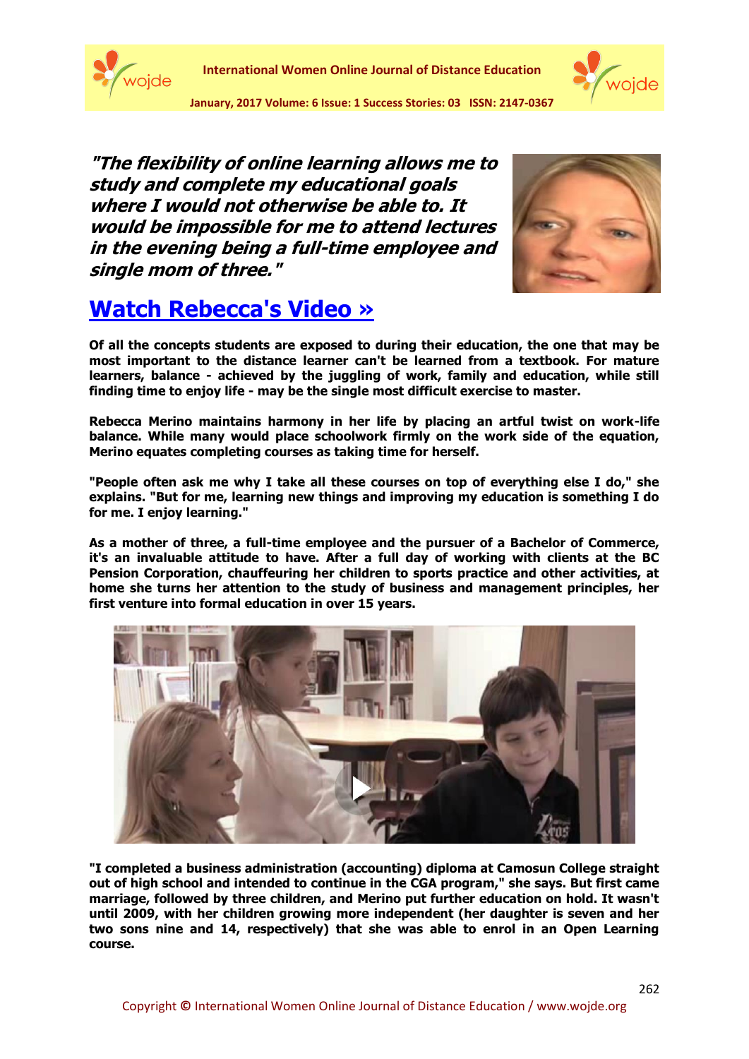***"The flexibility of online learning allows me to study and complete my educational goals where I would not otherwise be able to. It would be impossible for me to attend lectures in the evening being a full-time employee and single mom of three."***

## Watch Rebecca's Video »

**Of all the concepts students are exposed to during their education, the one that may be most important to the distance learner can't be learned from a textbook. For mature learners, balance - achieved by the juggling of work, family and education, while still finding time to enjoy life - may be the single most difficult exercise to master.**

**Rebecca Merino maintains harmony in her life by placing an artful twist on work-life balance. While many would place schoolwork firmly on the work side of the equation, Merino equates completing courses as taking time for herself.**

**"People often ask me why I take all these courses on top of everything else I do," she explains. "But for me, learning new things and improving my education is something I do for me. I enjoy learning."**

**As a mother of three, a full-time employee and the pursuer of a Bachelor of Commerce, it's an invaluable attitude to have. After a full day of working with clients at the BC Pension Corporation, chauffeuring her children to sports practice and other activities, at home she turns her attention to the study of business and management principles, her first venture into formal education in over 15 years.**

**"I completed a business administration (accounting) diploma at Camosun College straight out of high school and intended to continue in the CGA program," she says. But first came marriage, followed by three children, and Merino put further education on hold. It wasn't until 2009, with her children growing more independent (her daughter is seven and her two sons nine and 14, respectively) that she was able to enrol in an Open Learning course.**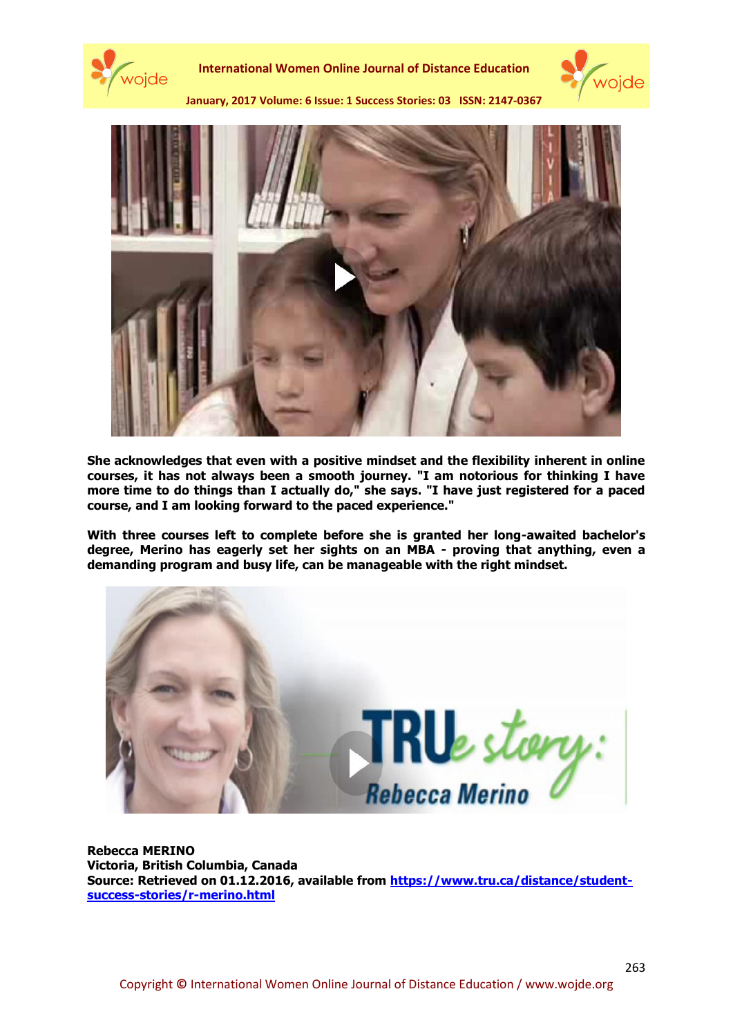She acknowledges that even with a positive mindset and the flexibility inherent in online courses, it has not always been a smooth journey. "I am notorious for thinking I have more time to do things than I actually do," she says. "I have just registered for a paced course, and I am looking forward to the paced experience."

With three courses left to complete before she is granted her long-awaited bachelor's degree, Merino has eagerly set her sights on an MBA - proving that anything, even a demanding program and busy life, can be manageable with the right mindset.

**Rebecca MERINO**
**Victoria, British Columbia, Canada**
**Source: Retrieved on 01.12.2016, available from https://www.tru.ca/distance/student-success-stories/r-merino.html**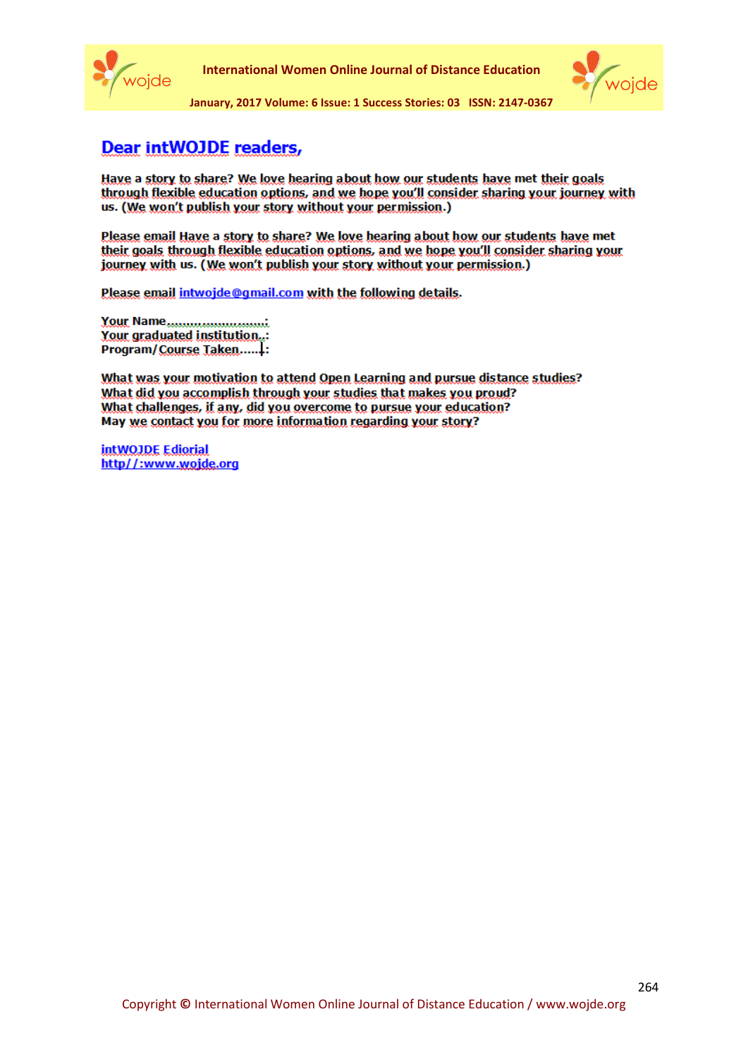# Dear intWOJDE readers,

**Have a story to share? We love hearing about how our students have met their goals through flexible education options, and we hope you'll consider sharing your journey with us. (We won't publish your story without your permission.)**

**Please email Have a story to share? We love hearing about how our students have met their goals through flexible education options, and we hope you'll consider sharing your journey with us. (We won't publish your story without your permission.)**

**Please email intwojde@gmail.com with the following details.**

**Your Name.........................:**
**Your graduated institution..:**
**Program/Course Taken......:**

**What was your motivation to attend Open Learning and pursue distance studies?**
**What did you accomplish through your studies that makes you proud?**
**What challenges, if any, did you overcome to pursue your education?**
**May we contact you for more information regarding your story?**

**intWOJDE Ediorial**
**http//:www.wojde.org**